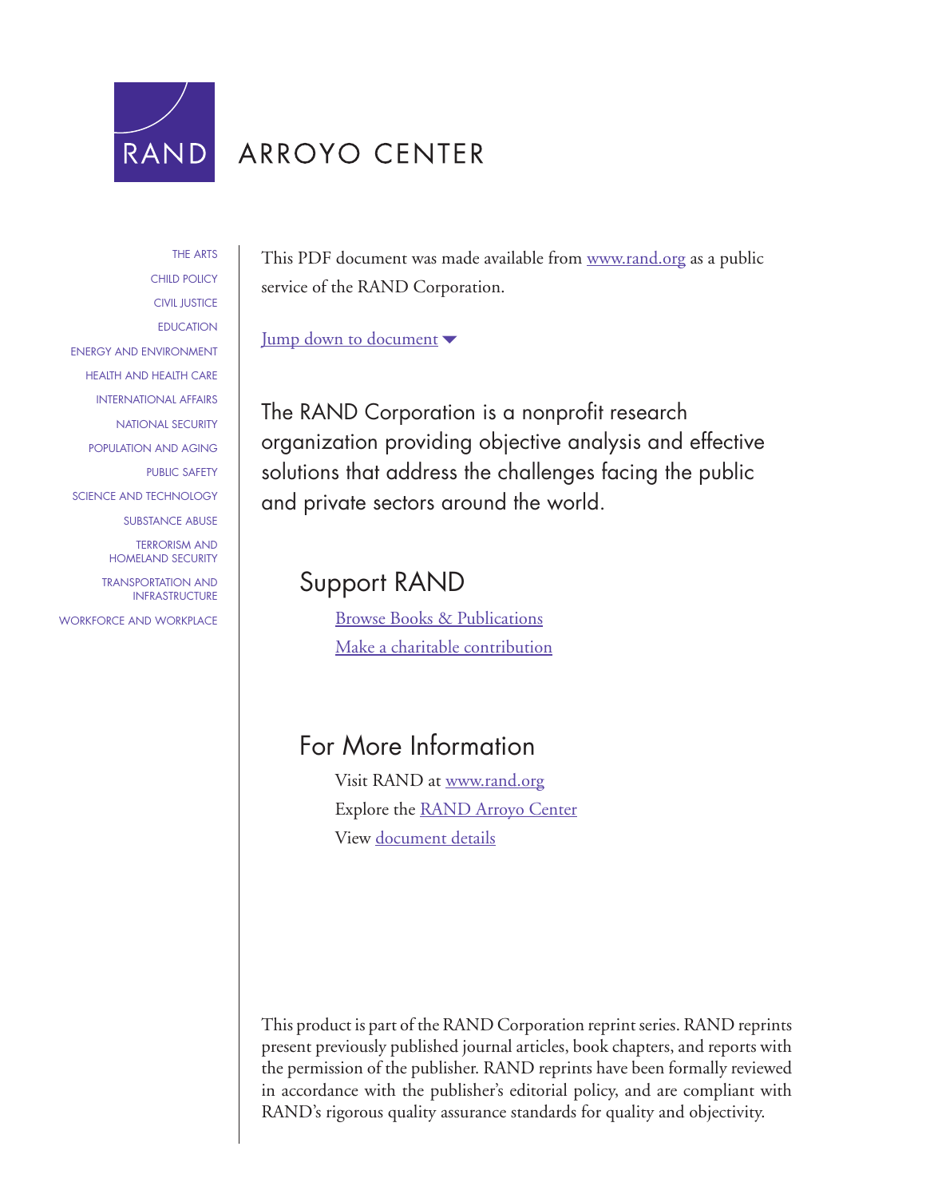RAND

ARROYO CENTER

THE ARTS
CHILD POLICY
CIVIL JUSTICE
EDUCATION
ENERGY AND ENVIRONMENT
HEALTH AND HEALTH CARE
INTERNATIONAL AFFAIRS
NATIONAL SECURITY
POPULATION AND AGING
PUBLIC SAFETY
SCIENCE AND TECHNOLOGY
SUBSTANCE ABUSE
TERRORISM AND HOMELAND SECURITY
TRANSPORTATION AND INFRASTRUCTURE
WORKFORCE AND WORKPLACE

This PDF document was made available from www.rand.org as a public service of the RAND Corporation.

Jump down to document ▾

The RAND Corporation is a nonprofit research organization providing objective analysis and effective solutions that address the challenges facing the public and private sectors around the world.

## Support RAND

Browse Books & Publications
Make a charitable contribution

## For More Information

Visit RAND at www.rand.org
Explore the RAND Arroyo Center
View document details

This product is part of the RAND Corporation reprint series. RAND reprints present previously published journal articles, book chapters, and reports with the permission of the publisher. RAND reprints have been formally reviewed in accordance with the publisher's editorial policy, and are compliant with RAND's rigorous quality assurance standards for quality and objectivity.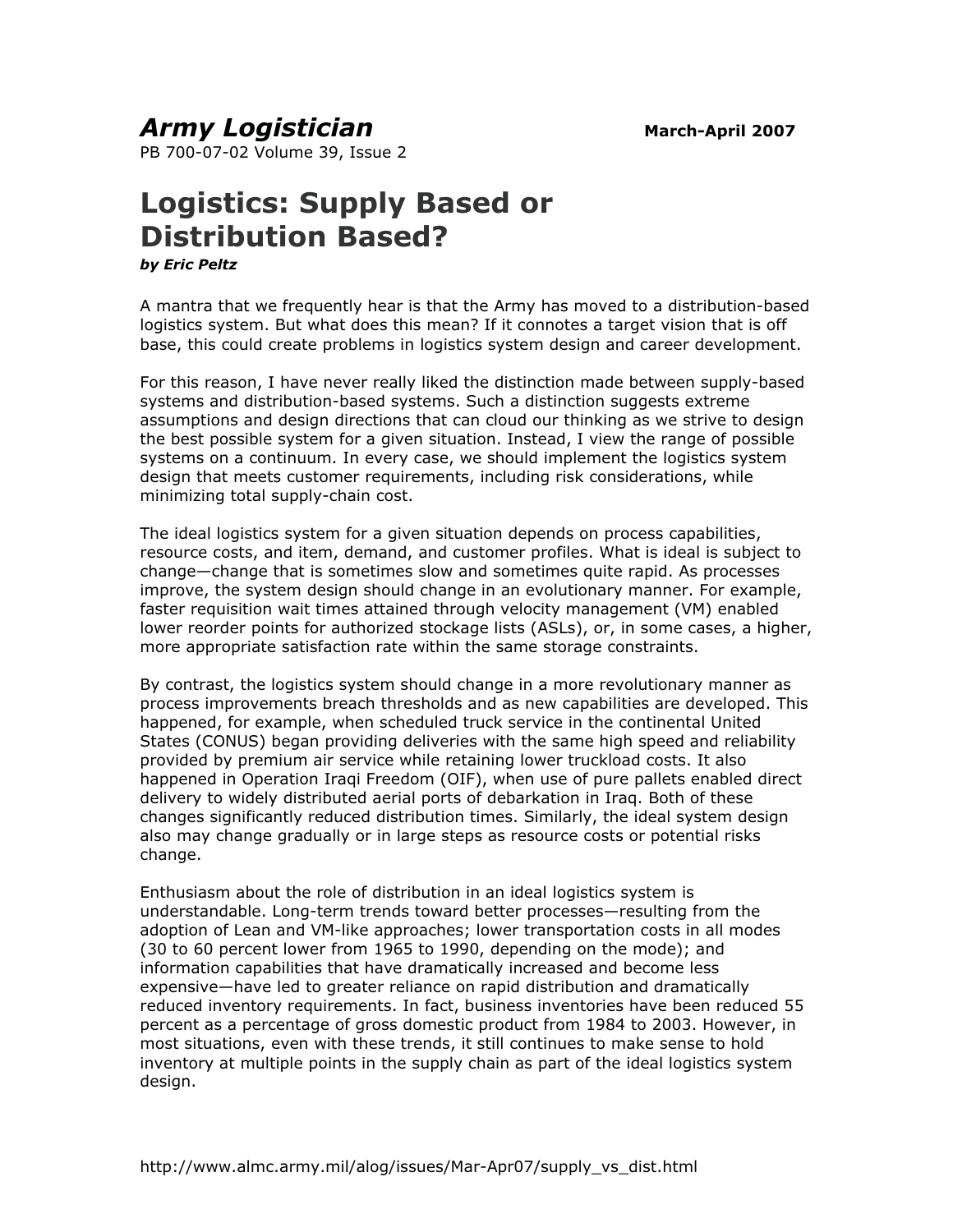# *Army Logistician*

**March-April 2007**

PB 700-07-02 Volume 39, Issue 2

# Logistics: Supply Based or Distribution Based?

***by Eric Peltz***

A mantra that we frequently hear is that the Army has moved to a distribution-based logistics system. But what does this mean? If it connotes a target vision that is off base, this could create problems in logistics system design and career development.

For this reason, I have never really liked the distinction made between supply-based systems and distribution-based systems. Such a distinction suggests extreme assumptions and design directions that can cloud our thinking as we strive to design the best possible system for a given situation. Instead, I view the range of possible systems on a continuum. In every case, we should implement the logistics system design that meets customer requirements, including risk considerations, while minimizing total supply-chain cost.

The ideal logistics system for a given situation depends on process capabilities, resource costs, and item, demand, and customer profiles. What is ideal is subject to change—change that is sometimes slow and sometimes quite rapid. As processes improve, the system design should change in an evolutionary manner. For example, faster requisition wait times attained through velocity management (VM) enabled lower reorder points for authorized stockage lists (ASLs), or, in some cases, a higher, more appropriate satisfaction rate within the same storage constraints.

By contrast, the logistics system should change in a more revolutionary manner as process improvements breach thresholds and as new capabilities are developed. This happened, for example, when scheduled truck service in the continental United States (CONUS) began providing deliveries with the same high speed and reliability provided by premium air service while retaining lower truckload costs. It also happened in Operation Iraqi Freedom (OIF), when use of pure pallets enabled direct delivery to widely distributed aerial ports of debarkation in Iraq. Both of these changes significantly reduced distribution times. Similarly, the ideal system design also may change gradually or in large steps as resource costs or potential risks change.

Enthusiasm about the role of distribution in an ideal logistics system is understandable. Long-term trends toward better processes—resulting from the adoption of Lean and VM-like approaches; lower transportation costs in all modes (30 to 60 percent lower from 1965 to 1990, depending on the mode); and information capabilities that have dramatically increased and become less expensive—have led to greater reliance on rapid distribution and dramatically reduced inventory requirements. In fact, business inventories have been reduced 55 percent as a percentage of gross domestic product from 1984 to 2003. However, in most situations, even with these trends, it still continues to make sense to hold inventory at multiple points in the supply chain as part of the ideal logistics system design.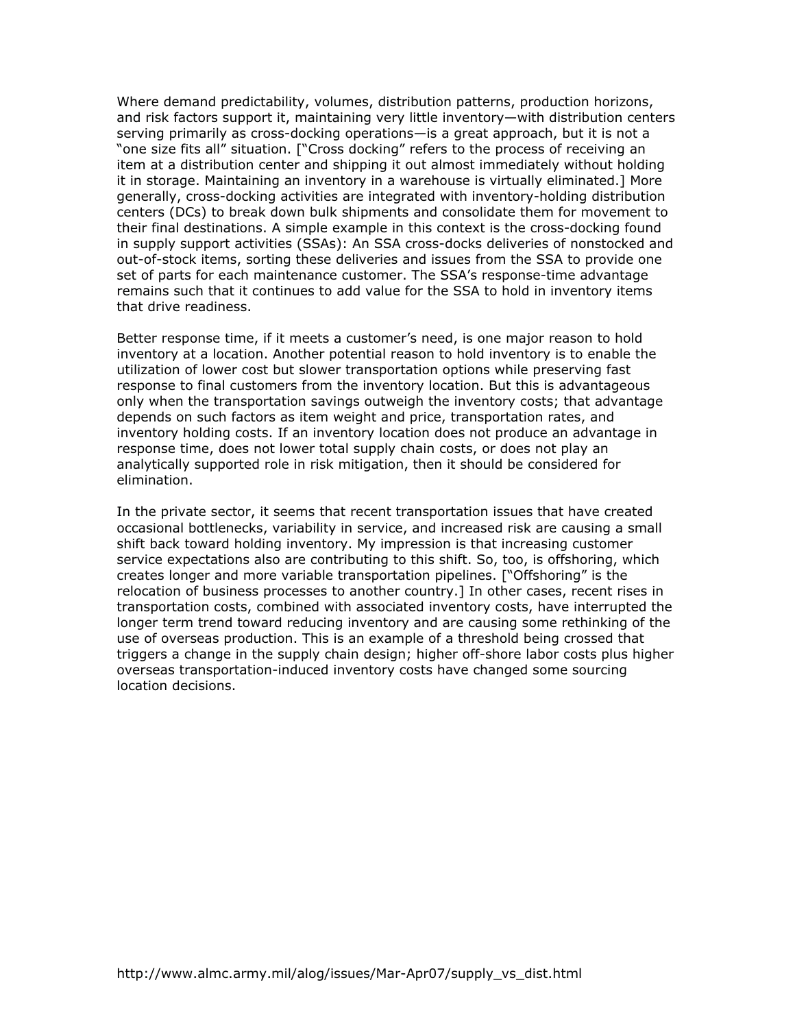Where demand predictability, volumes, distribution patterns, production horizons, and risk factors support it, maintaining very little inventory—with distribution centers serving primarily as cross-docking operations—is a great approach, but it is not a "one size fits all" situation. ["Cross docking" refers to the process of receiving an item at a distribution center and shipping it out almost immediately without holding it in storage. Maintaining an inventory in a warehouse is virtually eliminated.] More generally, cross-docking activities are integrated with inventory-holding distribution centers (DCs) to break down bulk shipments and consolidate them for movement to their final destinations. A simple example in this context is the cross-docking found in supply support activities (SSAs): An SSA cross-docks deliveries of nonstocked and out-of-stock items, sorting these deliveries and issues from the SSA to provide one set of parts for each maintenance customer. The SSA's response-time advantage remains such that it continues to add value for the SSA to hold in inventory items that drive readiness.

Better response time, if it meets a customer's need, is one major reason to hold inventory at a location. Another potential reason to hold inventory is to enable the utilization of lower cost but slower transportation options while preserving fast response to final customers from the inventory location. But this is advantageous only when the transportation savings outweigh the inventory costs; that advantage depends on such factors as item weight and price, transportation rates, and inventory holding costs. If an inventory location does not produce an advantage in response time, does not lower total supply chain costs, or does not play an analytically supported role in risk mitigation, then it should be considered for elimination.

In the private sector, it seems that recent transportation issues that have created occasional bottlenecks, variability in service, and increased risk are causing a small shift back toward holding inventory. My impression is that increasing customer service expectations also are contributing to this shift. So, too, is offshoring, which creates longer and more variable transportation pipelines. ["Offshoring" is the relocation of business processes to another country.] In other cases, recent rises in transportation costs, combined with associated inventory costs, have interrupted the longer term trend toward reducing inventory and are causing some rethinking of the use of overseas production. This is an example of a threshold being crossed that triggers a change in the supply chain design; higher off-shore labor costs plus higher overseas transportation-induced inventory costs have changed some sourcing location decisions.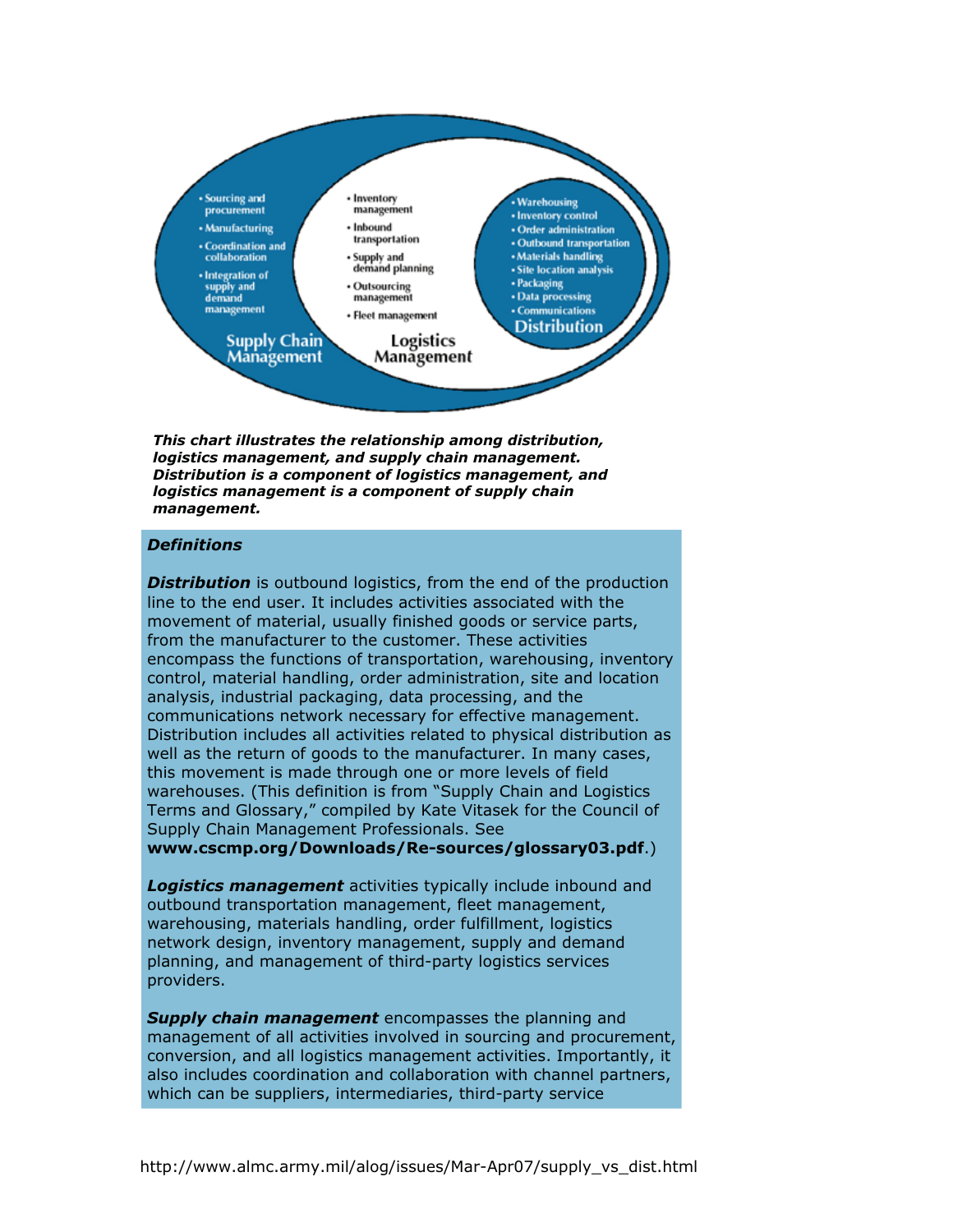**Supply Chain Management**

- Sourcing and procurement
- Manufacturing
- Coordination and collaboration
- Integration of supply and demand management

**Logistics Management**

- Inventory management
- Inbound transportation
- Supply and demand planning
- Outsourcing management
- Fleet management

**Distribution**

- Warehousing
- Inventory control
- Order administration
- Outbound transportation
- Materials handling
- Site location analysis
- Packaging
- Data processing
- Communications

***This chart illustrates the relationship among distribution, logistics management, and supply chain management. Distribution is a component of logistics management, and logistics management is a component of supply chain management.***

### *Definitions*

***Distribution*** is outbound logistics, from the end of the production line to the end user. It includes activities associated with the movement of material, usually finished goods or service parts, from the manufacturer to the customer. These activities encompass the functions of transportation, warehousing, inventory control, material handling, order administration, site and location analysis, industrial packaging, data processing, and the communications network necessary for effective management. Distribution includes all activities related to physical distribution as well as the return of goods to the manufacturer. In many cases, this movement is made through one or more levels of field warehouses. (This definition is from "Supply Chain and Logistics Terms and Glossary," compiled by Kate Vitasek for the Council of Supply Chain Management Professionals. See **www.cscmp.org/Downloads/Re-sources/glossary03.pdf**.)

***Logistics management*** activities typically include inbound and outbound transportation management, fleet management, warehousing, materials handling, order fulfillment, logistics network design, inventory management, supply and demand planning, and management of third-party logistics services providers.

***Supply chain management*** encompasses the planning and management of all activities involved in sourcing and procurement, conversion, and all logistics management activities. Importantly, it also includes coordination and collaboration with channel partners, which can be suppliers, intermediaries, third-party service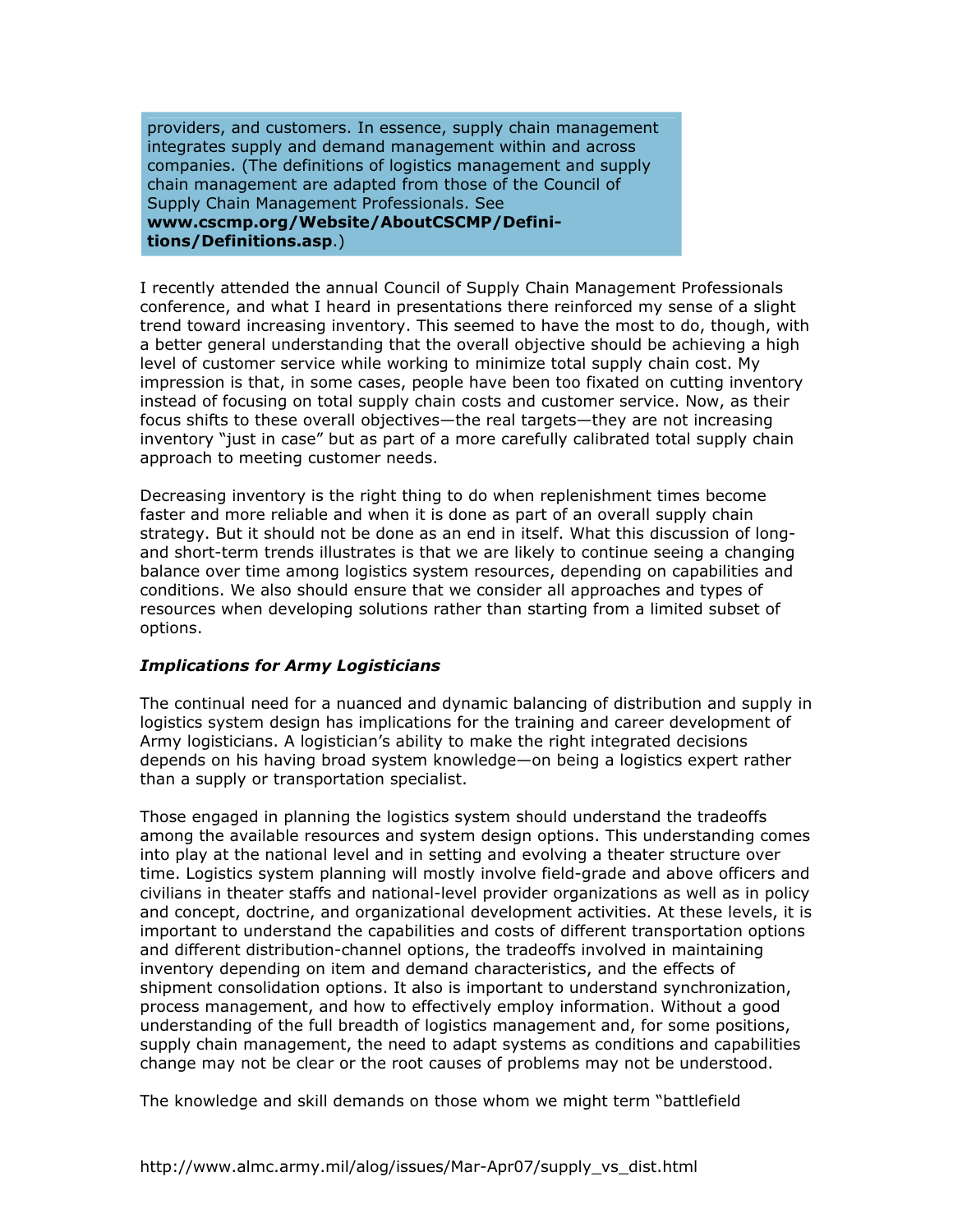providers, and customers. In essence, supply chain management integrates supply and demand management within and across companies. (The definitions of logistics management and supply chain management are adapted from those of the Council of Supply Chain Management Professionals. See **www.cscmp.org/Website/AboutCSCMP/Definitions/Definitions.asp**.)

I recently attended the annual Council of Supply Chain Management Professionals conference, and what I heard in presentations there reinforced my sense of a slight trend toward increasing inventory. This seemed to have the most to do, though, with a better general understanding that the overall objective should be achieving a high level of customer service while working to minimize total supply chain cost. My impression is that, in some cases, people have been too fixated on cutting inventory instead of focusing on total supply chain costs and customer service. Now, as their focus shifts to these overall objectives—the real targets—they are not increasing inventory "just in case" but as part of a more carefully calibrated total supply chain approach to meeting customer needs.

Decreasing inventory is the right thing to do when replenishment times become faster and more reliable and when it is done as part of an overall supply chain strategy. But it should not be done as an end in itself. What this discussion of long- and short-term trends illustrates is that we are likely to continue seeing a changing balance over time among logistics system resources, depending on capabilities and conditions. We also should ensure that we consider all approaches and types of resources when developing solutions rather than starting from a limited subset of options.

### *Implications for Army Logisticians*

The continual need for a nuanced and dynamic balancing of distribution and supply in logistics system design has implications for the training and career development of Army logisticians. A logistician's ability to make the right integrated decisions depends on his having broad system knowledge—on being a logistics expert rather than a supply or transportation specialist.

Those engaged in planning the logistics system should understand the tradeoffs among the available resources and system design options. This understanding comes into play at the national level and in setting and evolving a theater structure over time. Logistics system planning will mostly involve field-grade and above officers and civilians in theater staffs and national-level provider organizations as well as in policy and concept, doctrine, and organizational development activities. At these levels, it is important to understand the capabilities and costs of different transportation options and different distribution-channel options, the tradeoffs involved in maintaining inventory depending on item and demand characteristics, and the effects of shipment consolidation options. It also is important to understand synchronization, process management, and how to effectively employ information. Without a good understanding of the full breadth of logistics management and, for some positions, supply chain management, the need to adapt systems as conditions and capabilities change may not be clear or the root causes of problems may not be understood.

The knowledge and skill demands on those whom we might term "battlefield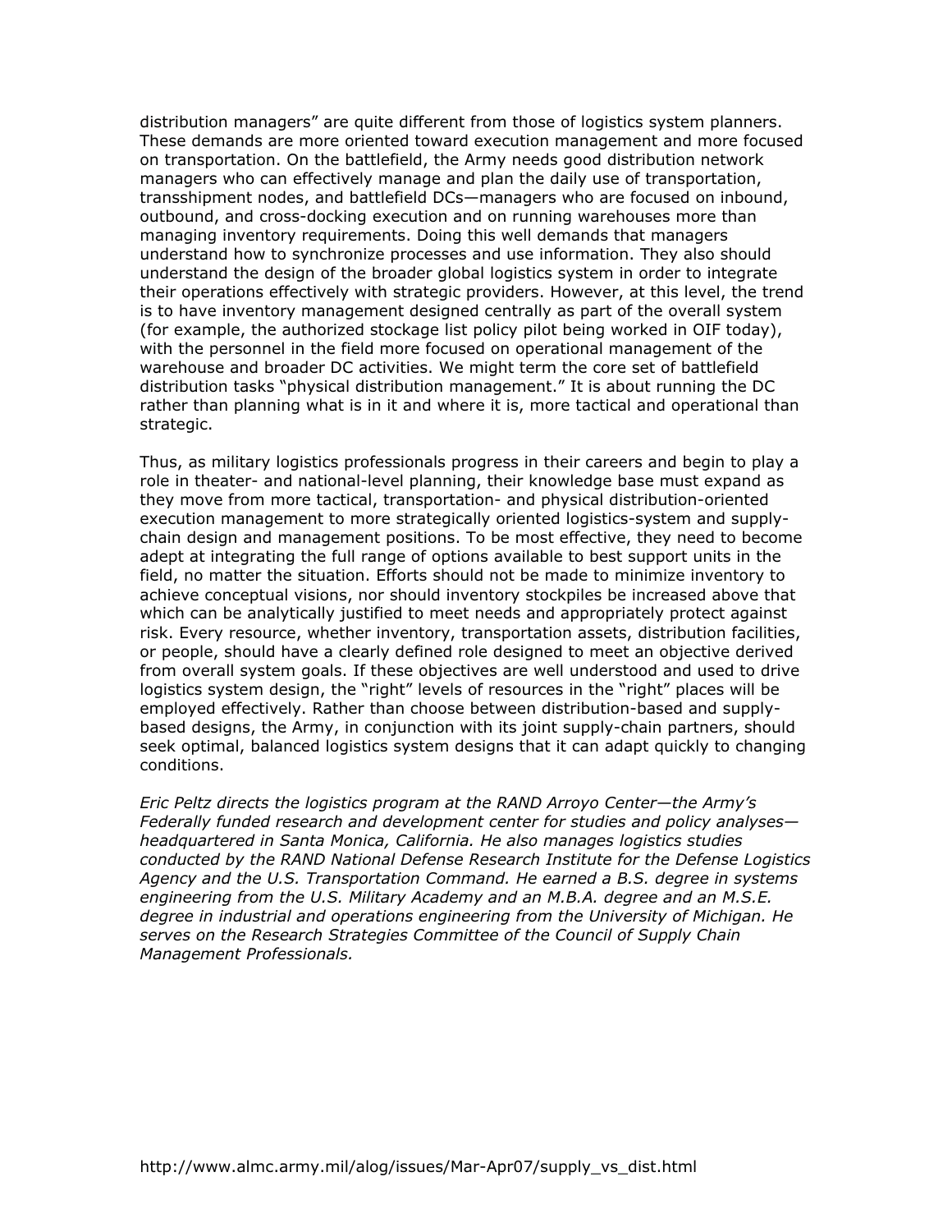distribution managers" are quite different from those of logistics system planners. These demands are more oriented toward execution management and more focused on transportation. On the battlefield, the Army needs good distribution network managers who can effectively manage and plan the daily use of transportation, transshipment nodes, and battlefield DCs—managers who are focused on inbound, outbound, and cross-docking execution and on running warehouses more than managing inventory requirements. Doing this well demands that managers understand how to synchronize processes and use information. They also should understand the design of the broader global logistics system in order to integrate their operations effectively with strategic providers. However, at this level, the trend is to have inventory management designed centrally as part of the overall system (for example, the authorized stockage list policy pilot being worked in OIF today), with the personnel in the field more focused on operational management of the warehouse and broader DC activities. We might term the core set of battlefield distribution tasks "physical distribution management." It is about running the DC rather than planning what is in it and where it is, more tactical and operational than strategic.

Thus, as military logistics professionals progress in their careers and begin to play a role in theater- and national-level planning, their knowledge base must expand as they move from more tactical, transportation- and physical distribution-oriented execution management to more strategically oriented logistics-system and supply-chain design and management positions. To be most effective, they need to become adept at integrating the full range of options available to best support units in the field, no matter the situation. Efforts should not be made to minimize inventory to achieve conceptual visions, nor should inventory stockpiles be increased above that which can be analytically justified to meet needs and appropriately protect against risk. Every resource, whether inventory, transportation assets, distribution facilities, or people, should have a clearly defined role designed to meet an objective derived from overall system goals. If these objectives are well understood and used to drive logistics system design, the "right" levels of resources in the "right" places will be employed effectively. Rather than choose between distribution-based and supply-based designs, the Army, in conjunction with its joint supply-chain partners, should seek optimal, balanced logistics system designs that it can adapt quickly to changing conditions.

*Eric Peltz directs the logistics program at the RAND Arroyo Center—the Army's Federally funded research and development center for studies and policy analyses—headquartered in Santa Monica, California. He also manages logistics studies conducted by the RAND National Defense Research Institute for the Defense Logistics Agency and the U.S. Transportation Command. He earned a B.S. degree in systems engineering from the U.S. Military Academy and an M.B.A. degree and an M.S.E. degree in industrial and operations engineering from the University of Michigan. He serves on the Research Strategies Committee of the Council of Supply Chain Management Professionals.*